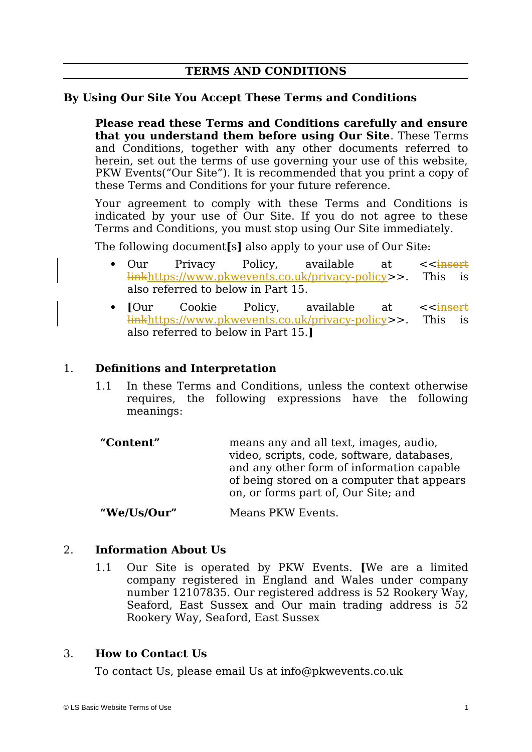# TERMS AND CONDITIONS

## By Using Our Site You Accept These Terms and Conditions

**Please read these Terms and Conditions carefully and ensure that you understand them before using Our Site**. These Terms and Conditions, together with any other documents referred to herein, set out the terms of use governing your use of this website, PKW Events("Our Site"). It is recommended that you print a copy of these Terms and Conditions for your future reference.

Your agreement to comply with these Terms and Conditions is indicated by your use of Our Site. If you do not agree to these Terms and Conditions, you must stop using Our Site immediately.

The following document[s] also apply to your use of Our Site:

- Our Privacy Policy, available at <<~~insert link~~https://www.pkwevents.co.uk/privacy-policy>>. This is also referred to below in Part 15.
- [Our Cookie Policy, available at <<~~insert link~~https://www.pkwevents.co.uk/privacy-policy>>. This is also referred to below in Part 15.]

## 1. Definitions and Interpretation

1.1 In these Terms and Conditions, unless the context otherwise requires, the following expressions have the following meanings:

| | |
|---|---|
| **"Content"** | means any and all text, images, audio, video, scripts, code, software, databases, and any other form of information capable of being stored on a computer that appears on, or forms part of, Our Site; and |
| **"We/Us/Our"** | Means PKW Events. |

## 2. Information About Us

1.1 Our Site is operated by PKW Events. [We are a limited company registered in England and Wales under company number 12107835. Our registered address is 52 Rookery Way, Seaford, East Sussex and Our main trading address is 52 Rookery Way, Seaford, East Sussex

## 3. How to Contact Us

To contact Us, please email Us at info@pkwevents.co.uk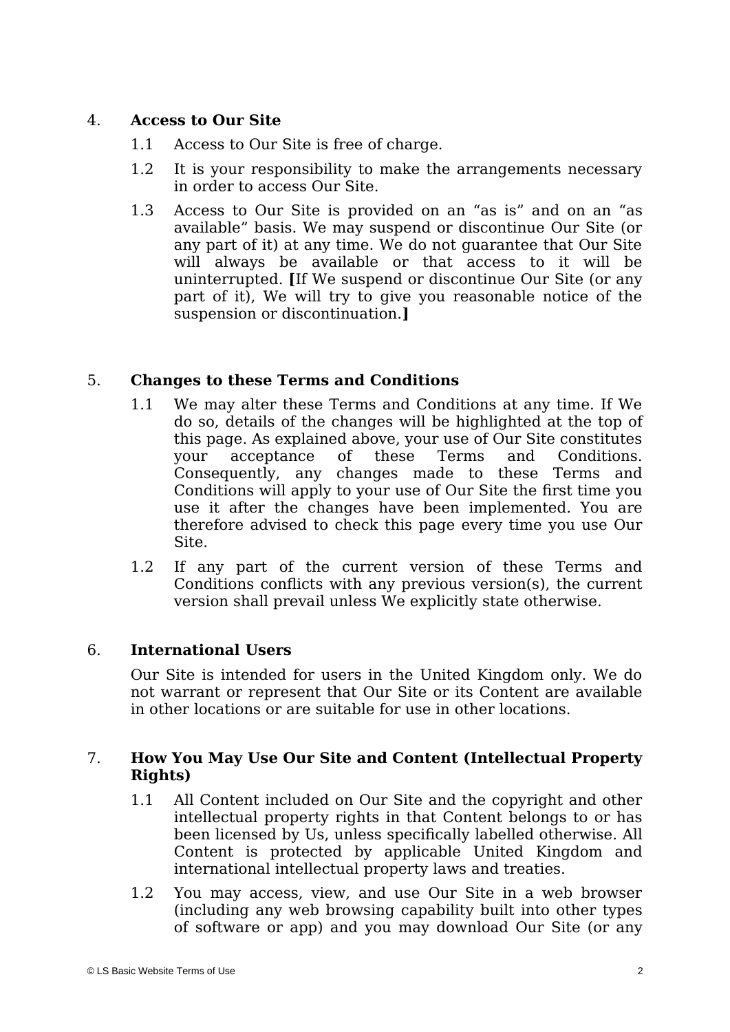4. **Access to Our Site**

   1.1 Access to Our Site is free of charge.

   1.2 It is your responsibility to make the arrangements necessary in order to access Our Site.

   1.3 Access to Our Site is provided on an “as is” and on an “as available” basis. We may suspend or discontinue Our Site (or any part of it) at any time. We do not guarantee that Our Site will always be available or that access to it will be uninterrupted. **[**If We suspend or discontinue Our Site (or any part of it), We will try to give you reasonable notice of the suspension or discontinuation.**]**

5. **Changes to these Terms and Conditions**

   1.1 We may alter these Terms and Conditions at any time. If We do so, details of the changes will be highlighted at the top of this page. As explained above, your use of Our Site constitutes your acceptance of these Terms and Conditions. Consequently, any changes made to these Terms and Conditions will apply to your use of Our Site the first time you use it after the changes have been implemented. You are therefore advised to check this page every time you use Our Site.

   1.2 If any part of the current version of these Terms and Conditions conflicts with any previous version(s), the current version shall prevail unless We explicitly state otherwise.

6. **International Users**

   Our Site is intended for users in the United Kingdom only. We do not warrant or represent that Our Site or its Content are available in other locations or are suitable for use in other locations.

7. **How You May Use Our Site and Content (Intellectual Property Rights)**

   1.1 All Content included on Our Site and the copyright and other intellectual property rights in that Content belongs to or has been licensed by Us, unless specifically labelled otherwise. All Content is protected by applicable United Kingdom and international intellectual property laws and treaties.

   1.2 You may access, view, and use Our Site in a web browser (including any web browsing capability built into other types of software or app) and you may download Our Site (or any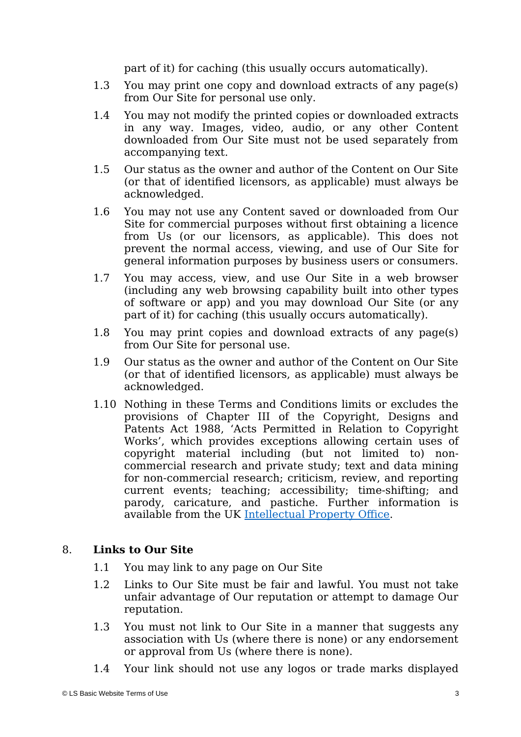part of it) for caching (this usually occurs automatically).

1.3 You may print one copy and download extracts of any page(s) from Our Site for personal use only.

1.4 You may not modify the printed copies or downloaded extracts in any way. Images, video, audio, or any other Content downloaded from Our Site must not be used separately from accompanying text.

1.5 Our status as the owner and author of the Content on Our Site (or that of identified licensors, as applicable) must always be acknowledged.

1.6 You may not use any Content saved or downloaded from Our Site for commercial purposes without first obtaining a licence from Us (or our licensors, as applicable). This does not prevent the normal access, viewing, and use of Our Site for general information purposes by business users or consumers.

1.7 You may access, view, and use Our Site in a web browser (including any web browsing capability built into other types of software or app) and you may download Our Site (or any part of it) for caching (this usually occurs automatically).

1.8 You may print copies and download extracts of any page(s) from Our Site for personal use.

1.9 Our status as the owner and author of the Content on Our Site (or that of identified licensors, as applicable) must always be acknowledged.

1.10 Nothing in these Terms and Conditions limits or excludes the provisions of Chapter III of the Copyright, Designs and Patents Act 1988, 'Acts Permitted in Relation to Copyright Works', which provides exceptions allowing certain uses of copyright material including (but not limited to) non-commercial research and private study; text and data mining for non-commercial research; criticism, review, and reporting current events; teaching; accessibility; time-shifting; and parody, caricature, and pastiche. Further information is available from the UK Intellectual Property Office.

## 8. Links to Our Site

1.1 You may link to any page on Our Site

1.2 Links to Our Site must be fair and lawful. You must not take unfair advantage of Our reputation or attempt to damage Our reputation.

1.3 You must not link to Our Site in a manner that suggests any association with Us (where there is none) or any endorsement or approval from Us (where there is none).

1.4 Your link should not use any logos or trade marks displayed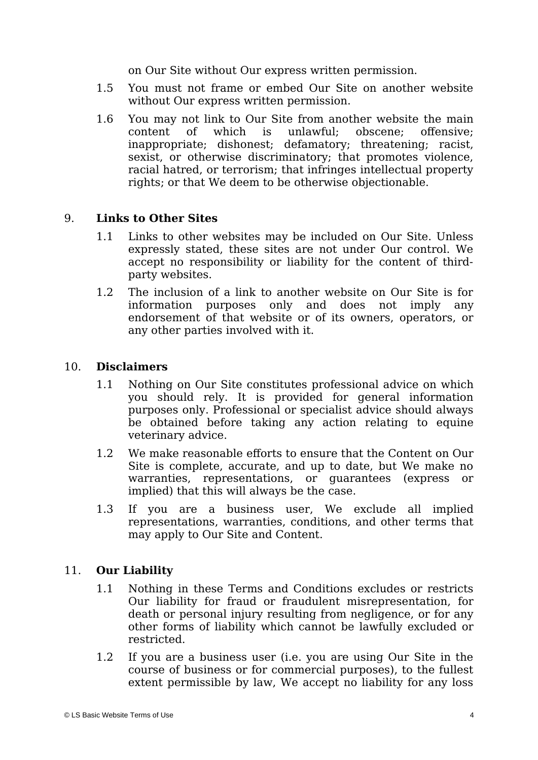on Our Site without Our express written permission.

1.5 You must not frame or embed Our Site on another website without Our express written permission.

1.6 You may not link to Our Site from another website the main content of which is unlawful; obscene; offensive; inappropriate; dishonest; defamatory; threatening; racist, sexist, or otherwise discriminatory; that promotes violence, racial hatred, or terrorism; that infringes intellectual property rights; or that We deem to be otherwise objectionable.

## 9. **Links to Other Sites**

1.1 Links to other websites may be included on Our Site. Unless expressly stated, these sites are not under Our control. We accept no responsibility or liability for the content of third-party websites.

1.2 The inclusion of a link to another website on Our Site is for information purposes only and does not imply any endorsement of that website or of its owners, operators, or any other parties involved with it.

## 10. **Disclaimers**

1.1 Nothing on Our Site constitutes professional advice on which you should rely. It is provided for general information purposes only. Professional or specialist advice should always be obtained before taking any action relating to equine veterinary advice.

1.2 We make reasonable efforts to ensure that the Content on Our Site is complete, accurate, and up to date, but We make no warranties, representations, or guarantees (express or implied) that this will always be the case.

1.3 If you are a business user, We exclude all implied representations, warranties, conditions, and other terms that may apply to Our Site and Content.

## 11. **Our Liability**

1.1 Nothing in these Terms and Conditions excludes or restricts Our liability for fraud or fraudulent misrepresentation, for death or personal injury resulting from negligence, or for any other forms of liability which cannot be lawfully excluded or restricted.

1.2 If you are a business user (i.e. you are using Our Site in the course of business or for commercial purposes), to the fullest extent permissible by law, We accept no liability for any loss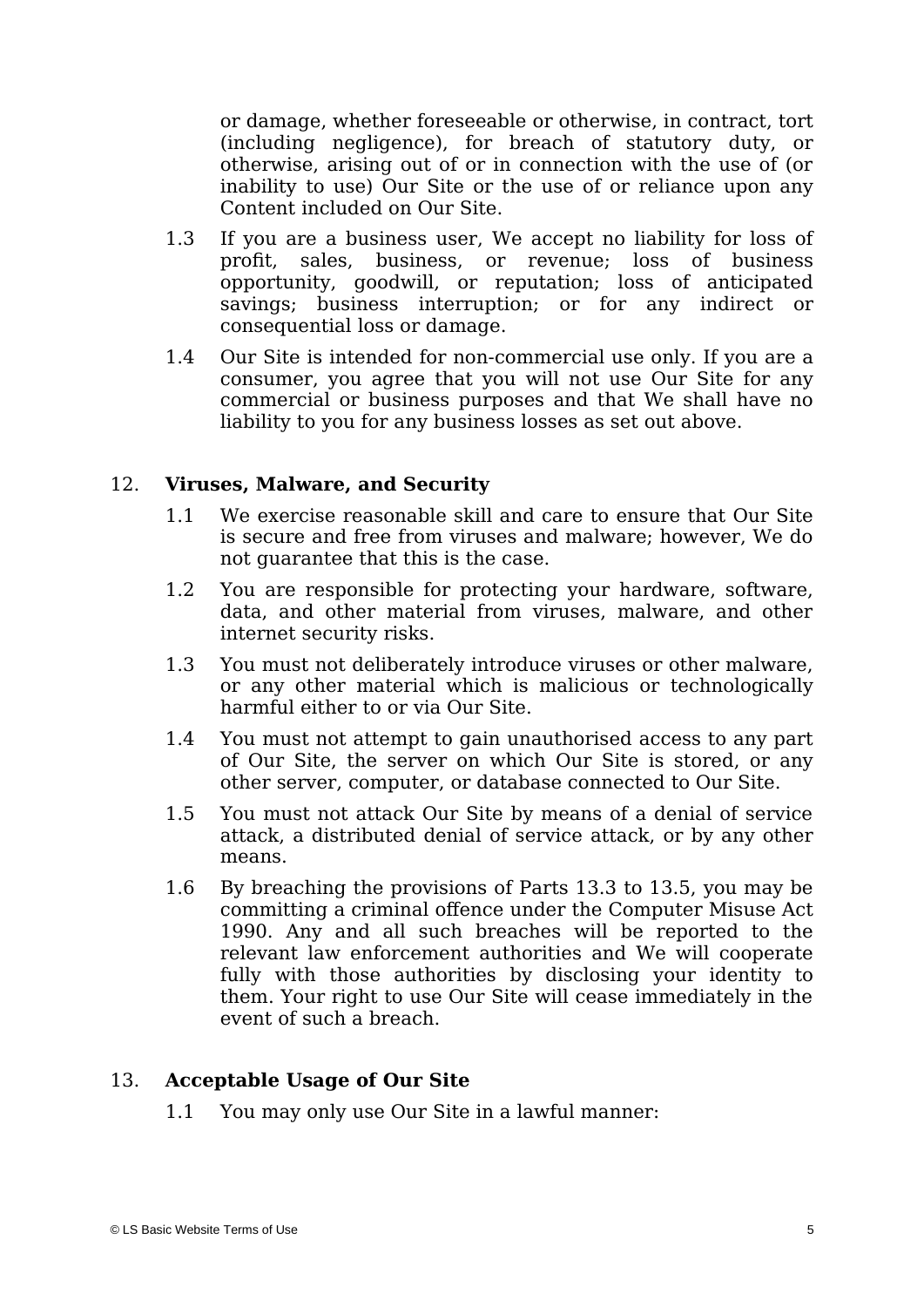or damage, whether foreseeable or otherwise, in contract, tort (including negligence), for breach of statutory duty, or otherwise, arising out of or in connection with the use of (or inability to use) Our Site or the use of or reliance upon any Content included on Our Site.

1.3 If you are a business user, We accept no liability for loss of profit, sales, business, or revenue; loss of business opportunity, goodwill, or reputation; loss of anticipated savings; business interruption; or for any indirect or consequential loss or damage.

1.4 Our Site is intended for non-commercial use only. If you are a consumer, you agree that you will not use Our Site for any commercial or business purposes and that We shall have no liability to you for any business losses as set out above.

## 12. **Viruses, Malware, and Security**

1.1 We exercise reasonable skill and care to ensure that Our Site is secure and free from viruses and malware; however, We do not guarantee that this is the case.

1.2 You are responsible for protecting your hardware, software, data, and other material from viruses, malware, and other internet security risks.

1.3 You must not deliberately introduce viruses or other malware, or any other material which is malicious or technologically harmful either to or via Our Site.

1.4 You must not attempt to gain unauthorised access to any part of Our Site, the server on which Our Site is stored, or any other server, computer, or database connected to Our Site.

1.5 You must not attack Our Site by means of a denial of service attack, a distributed denial of service attack, or by any other means.

1.6 By breaching the provisions of Parts 13.3 to 13.5, you may be committing a criminal offence under the Computer Misuse Act 1990. Any and all such breaches will be reported to the relevant law enforcement authorities and We will cooperate fully with those authorities by disclosing your identity to them. Your right to use Our Site will cease immediately in the event of such a breach.

## 13. **Acceptable Usage of Our Site**

1.1 You may only use Our Site in a lawful manner: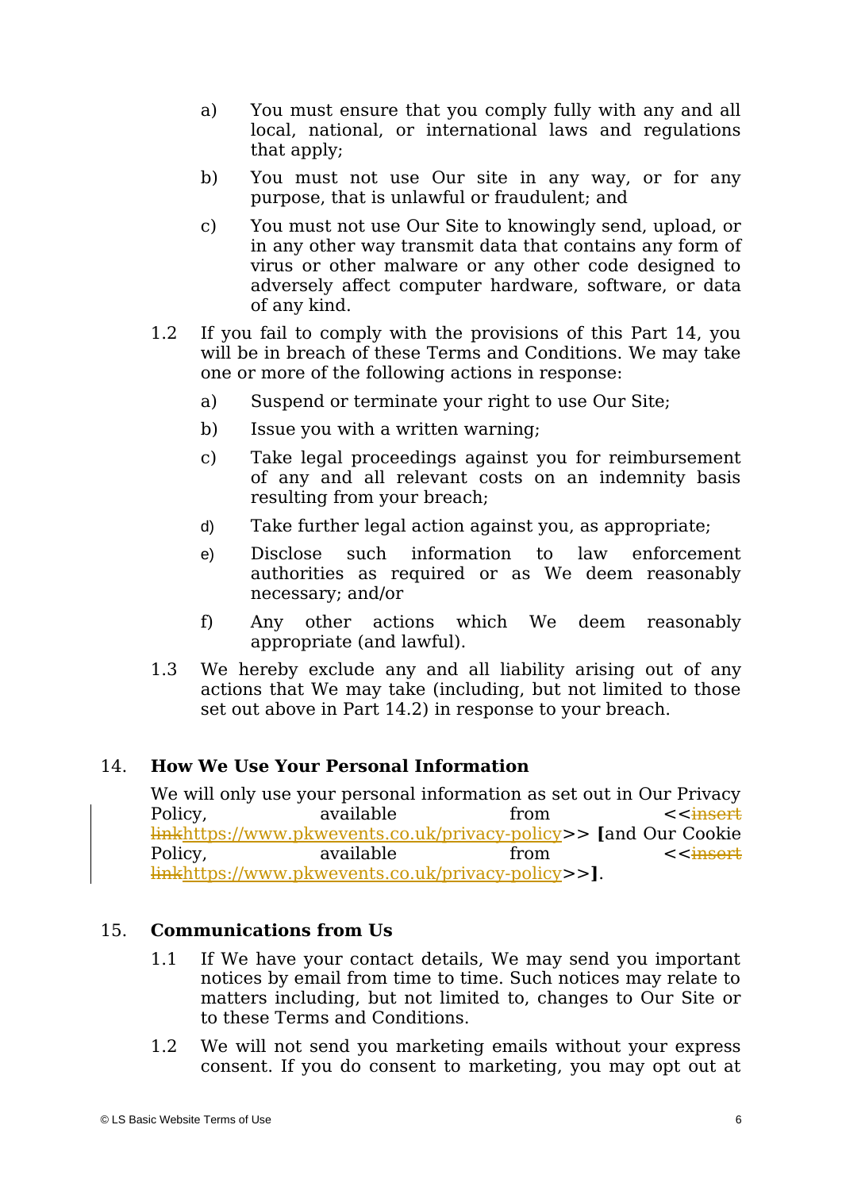a) You must ensure that you comply fully with any and all local, national, or international laws and regulations that apply;

b) You must not use Our site in any way, or for any purpose, that is unlawful or fraudulent; and

c) You must not use Our Site to knowingly send, upload, or in any other way transmit data that contains any form of virus or other malware or any other code designed to adversely affect computer hardware, software, or data of any kind.

1.2 If you fail to comply with the provisions of this Part 14, you will be in breach of these Terms and Conditions. We may take one or more of the following actions in response:

a) Suspend or terminate your right to use Our Site;

b) Issue you with a written warning;

c) Take legal proceedings against you for reimbursement of any and all relevant costs on an indemnity basis resulting from your breach;

d) Take further legal action against you, as appropriate;

e) Disclose such information to law enforcement authorities as required or as We deem reasonably necessary; and/or

f) Any other actions which We deem reasonably appropriate (and lawful).

1.3 We hereby exclude any and all liability arising out of any actions that We may take (including, but not limited to those set out above in Part 14.2) in response to your breach.

## 14. How We Use Your Personal Information

We will only use your personal information as set out in Our Privacy Policy, available from <<~~insert link~~https://www.pkwevents.co.uk/privacy-policy>> **[**and Our Cookie Policy, available from <<~~insert link~~https://www.pkwevents.co.uk/privacy-policy>>**]**.

## 15. Communications from Us

1.1 If We have your contact details, We may send you important notices by email from time to time. Such notices may relate to matters including, but not limited to, changes to Our Site or to these Terms and Conditions.

1.2 We will not send you marketing emails without your express consent. If you do consent to marketing, you may opt out at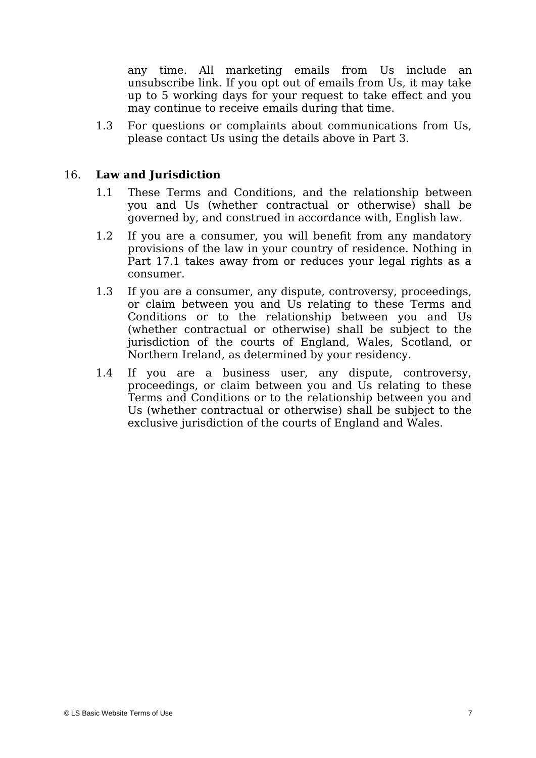any time. All marketing emails from Us include an unsubscribe link. If you opt out of emails from Us, it may take up to 5 working days for your request to take effect and you may continue to receive emails during that time.

1.3 For questions or complaints about communications from Us, please contact Us using the details above in Part 3.

16. **Law and Jurisdiction**

1.1 These Terms and Conditions, and the relationship between you and Us (whether contractual or otherwise) shall be governed by, and construed in accordance with, English law.

1.2 If you are a consumer, you will benefit from any mandatory provisions of the law in your country of residence. Nothing in Part 17.1 takes away from or reduces your legal rights as a consumer.

1.3 If you are a consumer, any dispute, controversy, proceedings, or claim between you and Us relating to these Terms and Conditions or to the relationship between you and Us (whether contractual or otherwise) shall be subject to the jurisdiction of the courts of England, Wales, Scotland, or Northern Ireland, as determined by your residency.

1.4 If you are a business user, any dispute, controversy, proceedings, or claim between you and Us relating to these Terms and Conditions or to the relationship between you and Us (whether contractual or otherwise) shall be subject to the exclusive jurisdiction of the courts of England and Wales.